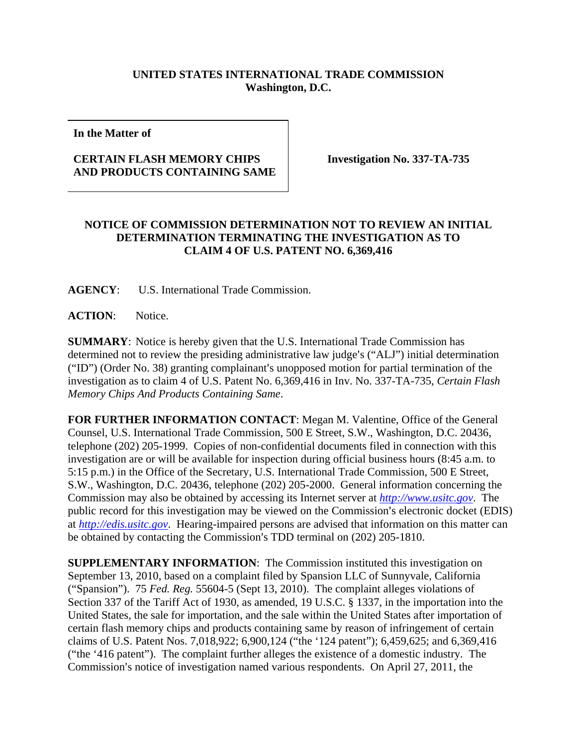**UNITED STATES INTERNATIONAL TRADE COMMISSION**
**Washington, D.C.**

| **In the Matter of**<br><br>**CERTAIN FLASH MEMORY CHIPS AND PRODUCTS CONTAINING SAME** | **Investigation No. 337-TA-735** |
|---|---|

**NOTICE OF COMMISSION DETERMINATION NOT TO REVIEW AN INITIAL DETERMINATION TERMINATING THE INVESTIGATION AS TO CLAIM 4 OF U.S. PATENT NO. 6,369,416**

**AGENCY**: U.S. International Trade Commission.

**ACTION**: Notice.

**SUMMARY**: Notice is hereby given that the U.S. International Trade Commission has determined not to review the presiding administrative law judge's ("ALJ") initial determination ("ID") (Order No. 38) granting complainant's unopposed motion for partial termination of the investigation as to claim 4 of U.S. Patent No. 6,369,416 in Inv. No. 337-TA-735, *Certain Flash Memory Chips And Products Containing Same*.

**FOR FURTHER INFORMATION CONTACT**: Megan M. Valentine, Office of the General Counsel, U.S. International Trade Commission, 500 E Street, S.W., Washington, D.C. 20436, telephone (202) 205-1999. Copies of non-confidential documents filed in connection with this investigation are or will be available for inspection during official business hours (8:45 a.m. to 5:15 p.m.) in the Office of the Secretary, U.S. International Trade Commission, 500 E Street, S.W., Washington, D.C. 20436, telephone (202) 205-2000. General information concerning the Commission may also be obtained by accessing its Internet server at *http://www.usitc.gov*. The public record for this investigation may be viewed on the Commission's electronic docket (EDIS) at *http://edis.usitc.gov*. Hearing-impaired persons are advised that information on this matter can be obtained by contacting the Commission's TDD terminal on (202) 205-1810.

**SUPPLEMENTARY INFORMATION**: The Commission instituted this investigation on September 13, 2010, based on a complaint filed by Spansion LLC of Sunnyvale, California ("Spansion"). 75 *Fed. Reg.* 55604-5 (Sept 13, 2010). The complaint alleges violations of Section 337 of the Tariff Act of 1930, as amended, 19 U.S.C. § 1337, in the importation into the United States, the sale for importation, and the sale within the United States after importation of certain flash memory chips and products containing same by reason of infringement of certain claims of U.S. Patent Nos. 7,018,922; 6,900,124 ("the '124 patent"); 6,459,625; and 6,369,416 ("the '416 patent"). The complaint further alleges the existence of a domestic industry. The Commission's notice of investigation named various respondents. On April 27, 2011, the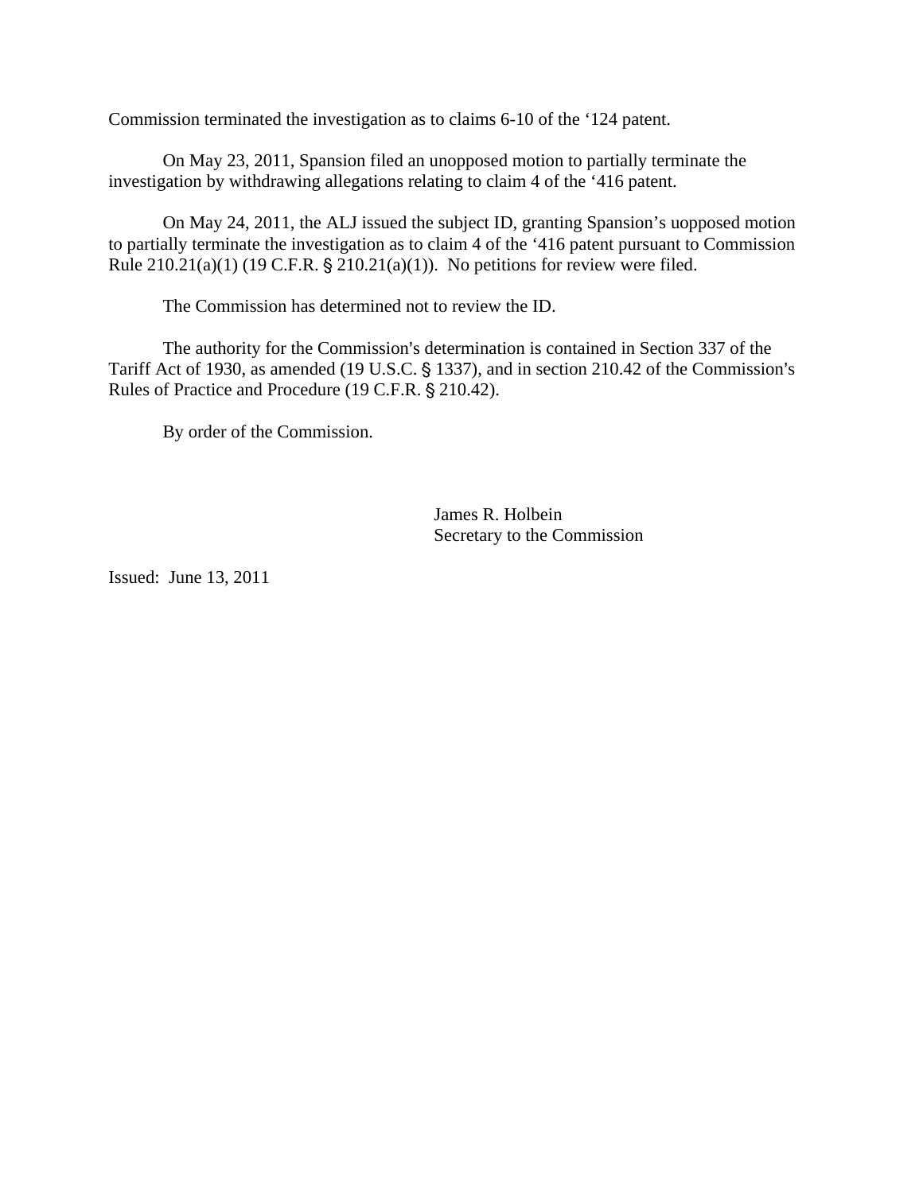Commission terminated the investigation as to claims 6-10 of the '124 patent.

On May 23, 2011, Spansion filed an unopposed motion to partially terminate the investigation by withdrawing allegations relating to claim 4 of the '416 patent.

On May 24, 2011, the ALJ issued the subject ID, granting Spansion's uopposed motion to partially terminate the investigation as to claim 4 of the '416 patent pursuant to Commission Rule 210.21(a)(1) (19 C.F.R. § 210.21(a)(1)). No petitions for review were filed.

The Commission has determined not to review the ID.

The authority for the Commission's determination is contained in Section 337 of the Tariff Act of 1930, as amended (19 U.S.C. § 1337), and in section 210.42 of the Commission's Rules of Practice and Procedure (19 C.F.R. § 210.42).

By order of the Commission.

James R. Holbein
Secretary to the Commission

Issued: June 13, 2011